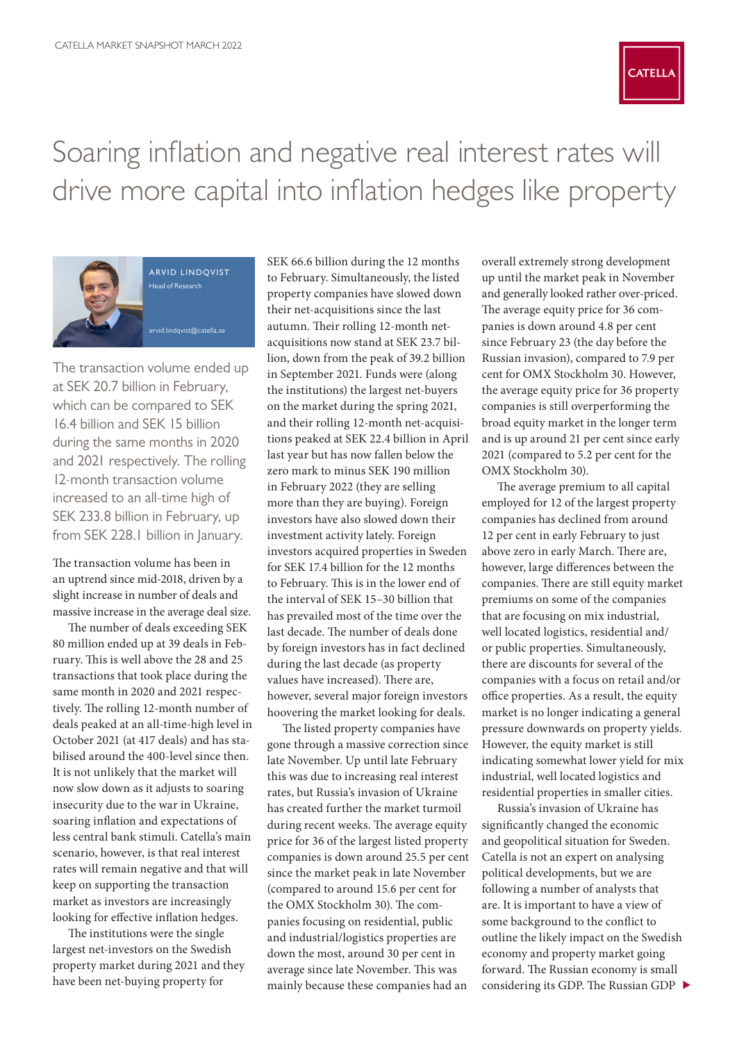# Soaring inflation and negative real interest rates will drive more capital into inflation hedges like property

ARVID LINDQVIST
Head of Research

arvid.lindqvist@catella.se

The transaction volume ended up at SEK 20.7 billion in February, which can be compared to SEK 16.4 billion and SEK 15 billion during the same months in 2020 and 2021 respectively. The rolling 12-month transaction volume increased to an all-time high of SEK 233.8 billion in February, up from SEK 228.1 billion in January.

The transaction volume has been in an uptrend since mid-2018, driven by a slight increase in number of deals and massive increase in the average deal size.

The number of deals exceeding SEK 80 million ended up at 39 deals in February. This is well above the 28 and 25 transactions that took place during the same month in 2020 and 2021 respectively. The rolling 12-month number of deals peaked at an all-time-high level in October 2021 (at 417 deals) and has stabilised around the 400-level since then. It is not unlikely that the market will now slow down as it adjusts to soaring insecurity due to the war in Ukraine, soaring inflation and expectations of less central bank stimuli. Catella's main scenario, however, is that real interest rates will remain negative and that will keep on supporting the transaction market as investors are increasingly looking for effective inflation hedges.

The institutions were the single largest net-investors on the Swedish property market during 2021 and they have been net-buying property for SEK 66.6 billion during the 12 months to February. Simultaneously, the listed property companies have slowed down their net-acquisitions since the last autumn. Their rolling 12-month net-acquisitions now stand at SEK 23.7 billion, down from the peak of 39.2 billion in September 2021. Funds were (along the institutions) the largest net-buyers on the market during the spring 2021, and their rolling 12-month net-acquisitions peaked at SEK 22.4 billion in April last year but has now fallen below the zero mark to minus SEK 190 million in February 2022 (they are selling more than they are buying). Foreign investors have also slowed down their investment activity lately. Foreign investors acquired properties in Sweden for SEK 17.4 billion for the 12 months to February. This is in the lower end of the interval of SEK 15–30 billion that has prevailed most of the time over the last decade. The number of deals done by foreign investors has in fact declined during the last decade (as property values have increased). There are, however, several major foreign investors hoovering the market looking for deals.

The listed property companies have gone through a massive correction since late November. Up until late February this was due to increasing real interest rates, but Russia's invasion of Ukraine has created further the market turmoil during recent weeks. The average equity price for 36 of the largest listed property companies is down around 25.5 per cent since the market peak in late November (compared to around 15.6 per cent for the OMX Stockholm 30). The companies focusing on residential, public and industrial/logistics properties are down the most, around 30 per cent in average since late November. This was mainly because these companies had an overall extremely strong development up until the market peak in November and generally looked rather over-priced. The average equity price for 36 companies is down around 4.8 per cent since February 23 (the day before the Russian invasion), compared to 7.9 per cent for OMX Stockholm 30. However, the average equity price for 36 property companies is still overperforming the broad equity market in the longer term and is up around 21 per cent since early 2021 (compared to 5.2 per cent for the OMX Stockholm 30).

The average premium to all capital employed for 12 of the largest property companies has declined from around 12 per cent in early February to just above zero in early March. There are, however, large differences between the companies. There are still equity market premiums on some of the companies that are focusing on mix industrial, well located logistics, residential and/or public properties. Simultaneously, there are discounts for several of the companies with a focus on retail and/or office properties. As a result, the equity market is no longer indicating a general pressure downwards on property yields. However, the equity market is still indicating somewhat lower yield for mix industrial, well located logistics and residential properties in smaller cities.

Russia's invasion of Ukraine has significantly changed the economic and geopolitical situation for Sweden. Catella is not an expert on analysing political developments, but we are following a number of analysts that are. It is important to have a view of some background to the conflict to outline the likely impact on the Swedish economy and property market going forward. The Russian economy is small considering its GDP. The Russian GDP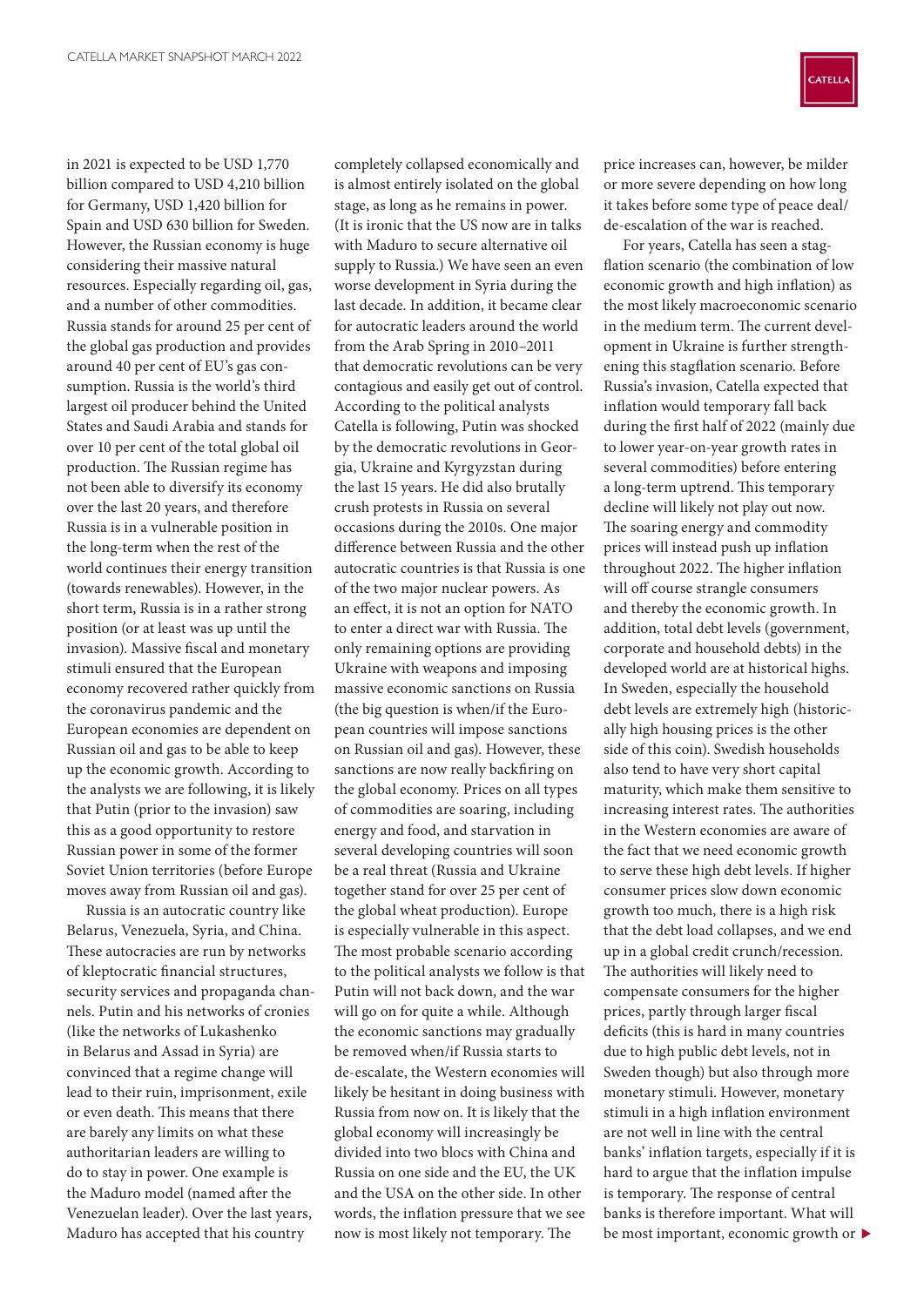in 2021 is expected to be USD 1,770 billion compared to USD 4,210 billion for Germany, USD 1,420 billion for Spain and USD 630 billion for Sweden. However, the Russian economy is huge considering their massive natural resources. Especially regarding oil, gas, and a number of other commodities. Russia stands for around 25 per cent of the global gas production and provides around 40 per cent of EU's gas consumption. Russia is the world's third largest oil producer behind the United States and Saudi Arabia and stands for over 10 per cent of the total global oil production. The Russian regime has not been able to diversify its economy over the last 20 years, and therefore Russia is in a vulnerable position in the long-term when the rest of the world continues their energy transition (towards renewables). However, in the short term, Russia is in a rather strong position (or at least was up until the invasion). Massive fiscal and monetary stimuli ensured that the European economy recovered rather quickly from the coronavirus pandemic and the European economies are dependent on Russian oil and gas to be able to keep up the economic growth. According to the analysts we are following, it is likely that Putin (prior to the invasion) saw this as a good opportunity to restore Russian power in some of the former Soviet Union territories (before Europe moves away from Russian oil and gas).

Russia is an autocratic country like Belarus, Venezuela, Syria, and China. These autocracies are run by networks of kleptocratic financial structures, security services and propaganda channels. Putin and his networks of cronies (like the networks of Lukashenko in Belarus and Assad in Syria) are convinced that a regime change will lead to their ruin, imprisonment, exile or even death. This means that there are barely any limits on what these authoritarian leaders are willing to do to stay in power. One example is the Maduro model (named after the Venezuelan leader). Over the last years, Maduro has accepted that his country completely collapsed economically and is almost entirely isolated on the global stage, as long as he remains in power. (It is ironic that the US now are in talks with Maduro to secure alternative oil supply to Russia.) We have seen an even worse development in Syria during the last decade. In addition, it became clear for autocratic leaders around the world from the Arab Spring in 2010–2011 that democratic revolutions can be very contagious and easily get out of control. According to the political analysts Catella is following, Putin was shocked by the democratic revolutions in Georgia, Ukraine and Kyrgyzstan during the last 15 years. He did also brutally crush protests in Russia on several occasions during the 2010s. One major difference between Russia and the other autocratic countries is that Russia is one of the two major nuclear powers. As an effect, it is not an option for NATO to enter a direct war with Russia. The only remaining options are providing Ukraine with weapons and imposing massive economic sanctions on Russia (the big question is when/if the European countries will impose sanctions on Russian oil and gas). However, these sanctions are now really backfiring on the global economy. Prices on all types of commodities are soaring, including energy and food, and starvation in several developing countries will soon be a real threat (Russia and Ukraine together stand for over 25 per cent of the global wheat production). Europe is especially vulnerable in this aspect. The most probable scenario according to the political analysts we follow is that Putin will not back down, and the war will go on for quite a while. Although the economic sanctions may gradually be removed when/if Russia starts to de-escalate, the Western economies will likely be hesitant in doing business with Russia from now on. It is likely that the global economy will increasingly be divided into two blocs with China and Russia on one side and the EU, the UK and the USA on the other side. In other words, the inflation pressure that we see now is most likely not temporary. The price increases can, however, be milder or more severe depending on how long it takes before some type of peace deal/de-escalation of the war is reached.

For years, Catella has seen a stagflation scenario (the combination of low economic growth and high inflation) as the most likely macroeconomic scenario in the medium term. The current development in Ukraine is further strengthening this stagflation scenario. Before Russia's invasion, Catella expected that inflation would temporary fall back during the first half of 2022 (mainly due to lower year-on-year growth rates in several commodities) before entering a long-term uptrend. This temporary decline will likely not play out now. The soaring energy and commodity prices will instead push up inflation throughout 2022. The higher inflation will off course strangle consumers and thereby the economic growth. In addition, total debt levels (government, corporate and household debts) in the developed world are at historical highs. In Sweden, especially the household debt levels are extremely high (historically high housing prices is the other side of this coin). Swedish households also tend to have very short capital maturity, which make them sensitive to increasing interest rates. The authorities in the Western economies are aware of the fact that we need economic growth to serve these high debt levels. If higher consumer prices slow down economic growth too much, there is a high risk that the debt load collapses, and we end up in a global credit crunch/recession. The authorities will likely need to compensate consumers for the higher prices, partly through larger fiscal deficits (this is hard in many countries due to high public debt levels, not in Sweden though) but also through more monetary stimuli. However, monetary stimuli in a high inflation environment are not well in line with the central banks' inflation targets, especially if it is hard to argue that the inflation impulse is temporary. The response of central banks is therefore important. What will be most important, economic growth or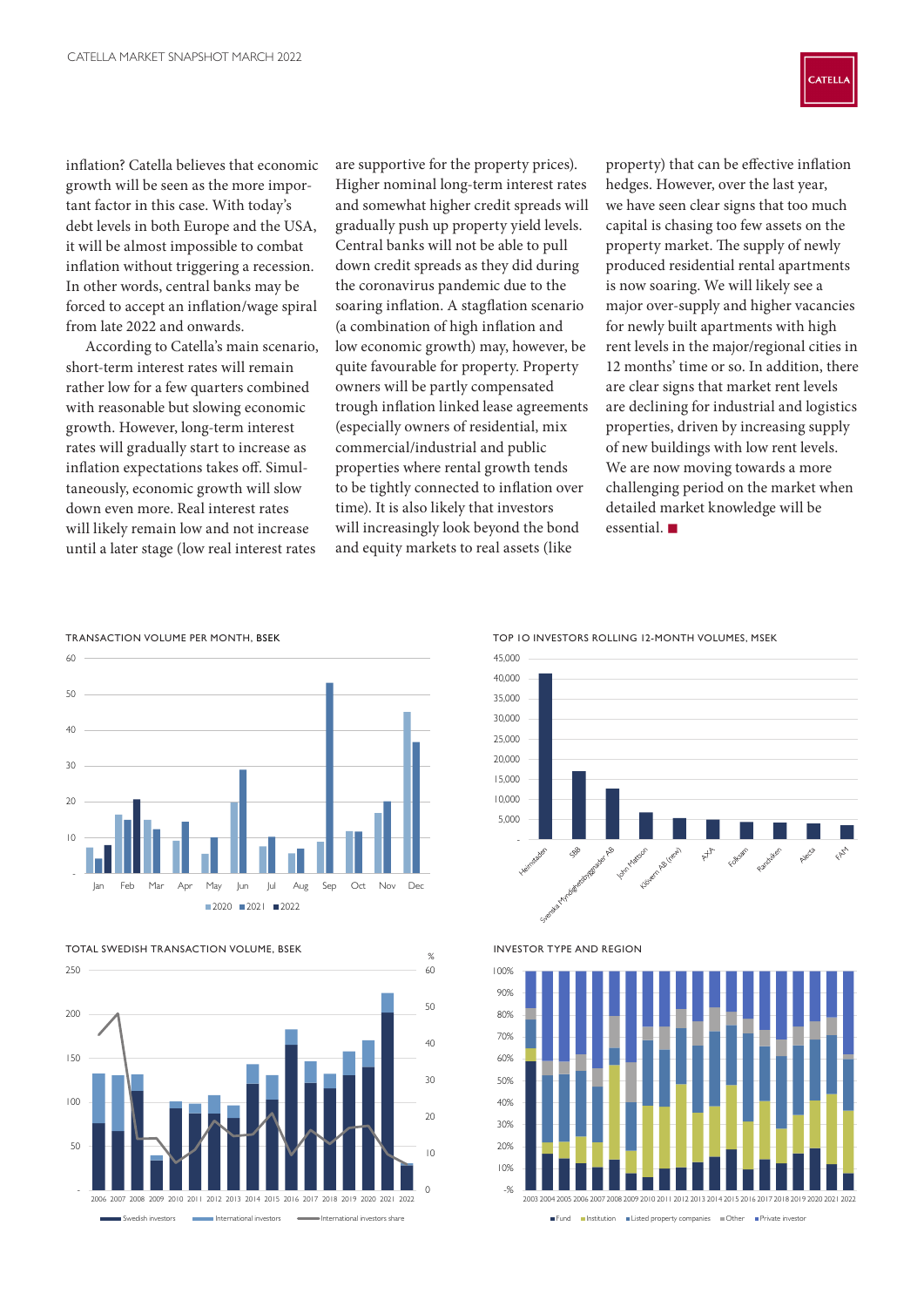inflation? Catella believes that economic growth will be seen as the more important factor in this case. With today's debt levels in both Europe and the USA, it will be almost impossible to combat inflation without triggering a recession. In other words, central banks may be forced to accept an inflation/wage spiral from late 2022 and onwards.

According to Catella's main scenario, short-term interest rates will remain rather low for a few quarters combined with reasonable but slowing economic growth. However, long-term interest rates will gradually start to increase as inflation expectations takes off. Simultaneously, economic growth will slow down even more. Real interest rates will likely remain low and not increase until a later stage (low real interest rates are supportive for the property prices). Higher nominal long-term interest rates and somewhat higher credit spreads will gradually push up property yield levels. Central banks will not be able to pull down credit spreads as they did during the coronavirus pandemic due to the soaring inflation. A stagflation scenario (a combination of high inflation and low economic growth) may, however, be quite favourable for property. Property owners will be partly compensated trough inflation linked lease agreements (especially owners of residential, mix commercial/industrial and public properties where rental growth tends to be tightly connected to inflation over time). It is also likely that investors will increasingly look beyond the bond and equity markets to real assets (like property) that can be effective inflation hedges. However, over the last year, we have seen clear signs that too much capital is chasing too few assets on the property market. The supply of newly produced residential rental apartments is now soaring. We will likely see a major over-supply and higher vacancies for newly built apartments with high rent levels in the major/regional cities in 12 months' time or so. In addition, there are clear signs that market rent levels are declining for industrial and logistics properties, driven by increasing supply of new buildings with low rent levels. We are now moving towards a more challenging period on the market when detailed market knowledge will be essential. ■

TRANSACTION VOLUME PER MONTH, BSEK

60
50
40
30
20
10
-
Jan Feb Mar Apr May Jun Jul Aug Sep Oct Nov Dec
2020 2021 2022

TOP 10 INVESTORS ROLLING 12-MONTH VOLUMES, MSEK

45,000
40,000
35,000
30,000
25,000
20,000
15,000
10,000
5,000
-
Heimstaden, SBB, Svenska Myndighetsbyggnader AB, John Mattson, Klövern AB (new), AXA, Folksam, Randviken, Alecta, FAM

TOTAL SWEDISH TRANSACTION VOLUME, BSEK

250
200
150
100
50
-
%
60
50
40
30
20
10
0
2006 2007 2008 2009 2010 2011 2012 2013 2014 2015 2016 2017 2018 2019 2020 2021 2022
Swedish investors, International investors, International investors share

INVESTOR TYPE AND REGION

100%
90%
80%
70%
60%
50%
40%
30%
20%
10%
-%
2003 2004 2005 2006 2007 2008 2009 2010 2011 2012 2013 2014 2015 2016 2017 2018 2019 2020 2021 2022
Fund, Institution, Listed property companies, Other, Private investor